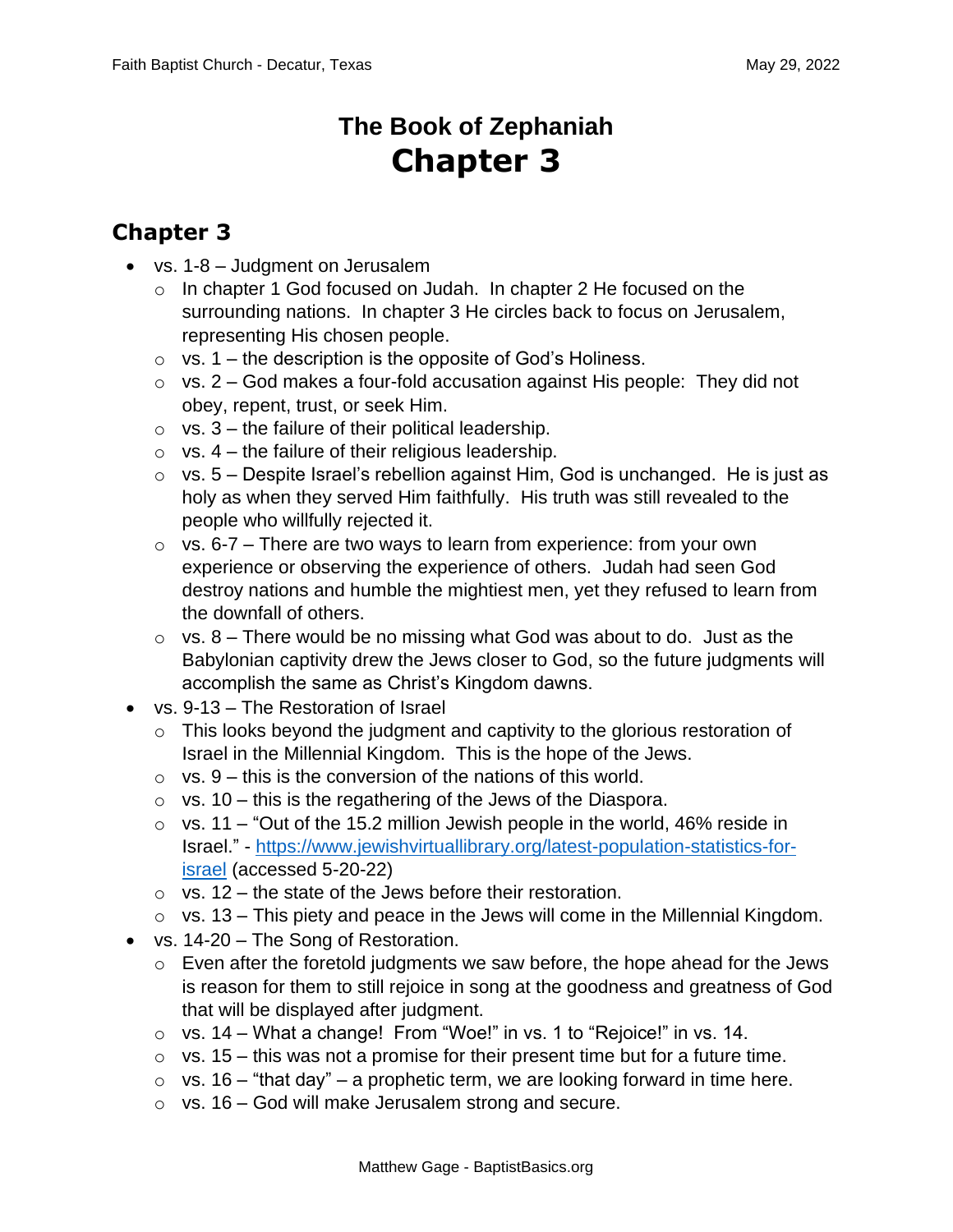# The Book of Zephaniah
# Chapter 3

## Chapter 3

- vs. 1-8 – Judgment on Jerusalem
  - In chapter 1 God focused on Judah. In chapter 2 He focused on the surrounding nations. In chapter 3 He circles back to focus on Jerusalem, representing His chosen people.
  - vs. 1 – the description is the opposite of God's Holiness.
  - vs. 2 – God makes a four-fold accusation against His people: They did not obey, repent, trust, or seek Him.
  - vs. 3 – the failure of their political leadership.
  - vs. 4 – the failure of their religious leadership.
  - vs. 5 – Despite Israel's rebellion against Him, God is unchanged. He is just as holy as when they served Him faithfully. His truth was still revealed to the people who willfully rejected it.
  - vs. 6-7 – There are two ways to learn from experience: from your own experience or observing the experience of others. Judah had seen God destroy nations and humble the mightiest men, yet they refused to learn from the downfall of others.
  - vs. 8 – There would be no missing what God was about to do. Just as the Babylonian captivity drew the Jews closer to God, so the future judgments will accomplish the same as Christ's Kingdom dawns.
- vs. 9-13 – The Restoration of Israel
  - This looks beyond the judgment and captivity to the glorious restoration of Israel in the Millennial Kingdom. This is the hope of the Jews.
  - vs. 9 – this is the conversion of the nations of this world.
  - vs. 10 – this is the regathering of the Jews of the Diaspora.
  - vs. 11 – "Out of the 15.2 million Jewish people in the world, 46% reside in Israel." - [https://www.jewishvirtuallibrary.org/latest-population-statistics-for-israel](https://www.jewishvirtuallibrary.org/latest-population-statistics-for-israel) (accessed 5-20-22)
  - vs. 12 – the state of the Jews before their restoration.
  - vs. 13 – This piety and peace in the Jews will come in the Millennial Kingdom.
- vs. 14-20 – The Song of Restoration.
  - Even after the foretold judgments we saw before, the hope ahead for the Jews is reason for them to still rejoice in song at the goodness and greatness of God that will be displayed after judgment.
  - vs. 14 – What a change! From "Woe!" in vs. 1 to "Rejoice!" in vs. 14.
  - vs. 15 – this was not a promise for their present time but for a future time.
  - vs. 16 – "that day" – a prophetic term, we are looking forward in time here.
  - vs. 16 – God will make Jerusalem strong and secure.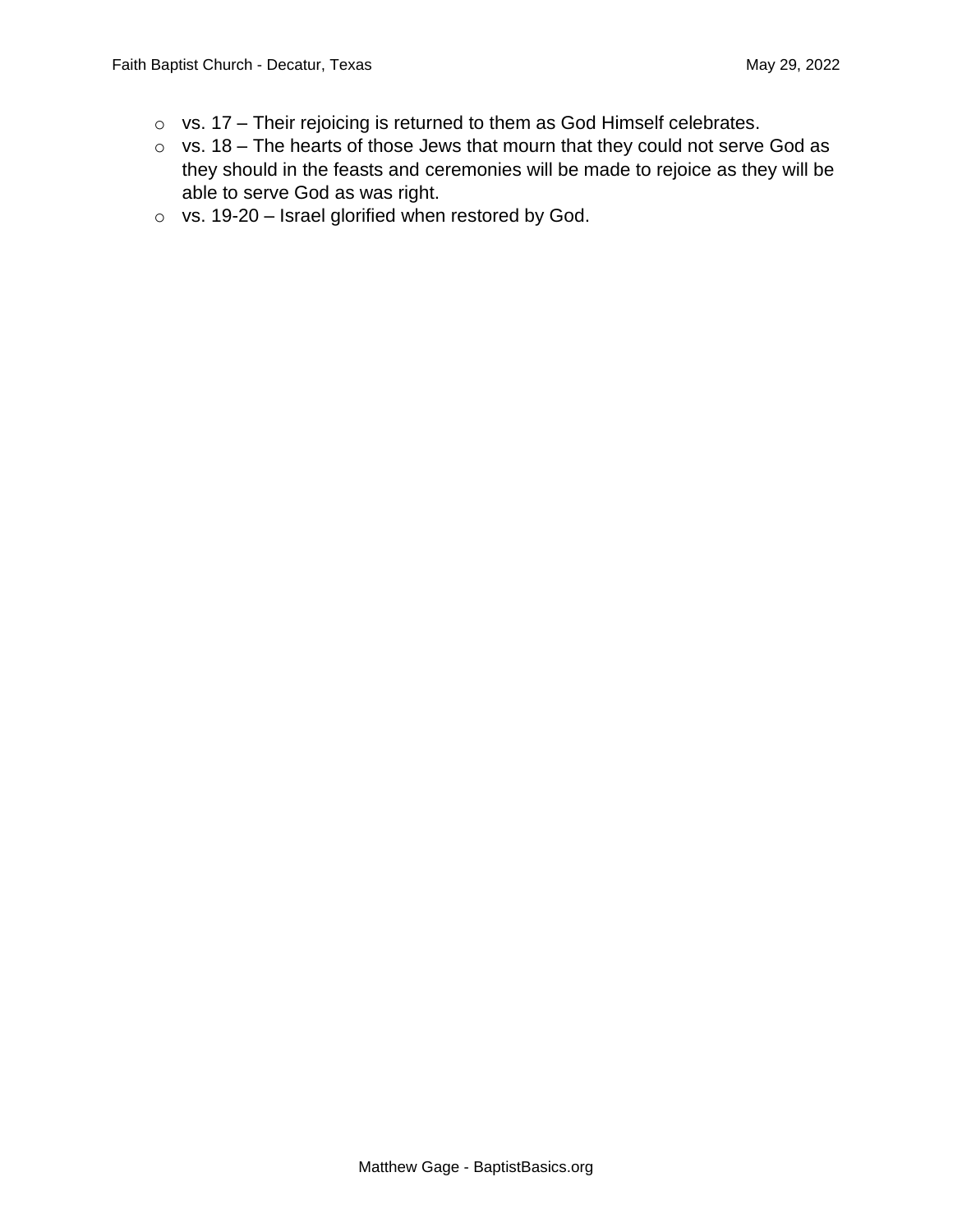- vs. 17 – Their rejoicing is returned to them as God Himself celebrates.
- vs. 18 – The hearts of those Jews that mourn that they could not serve God as they should in the feasts and ceremonies will be made to rejoice as they will be able to serve God as was right.
- vs. 19-20 – Israel glorified when restored by God.